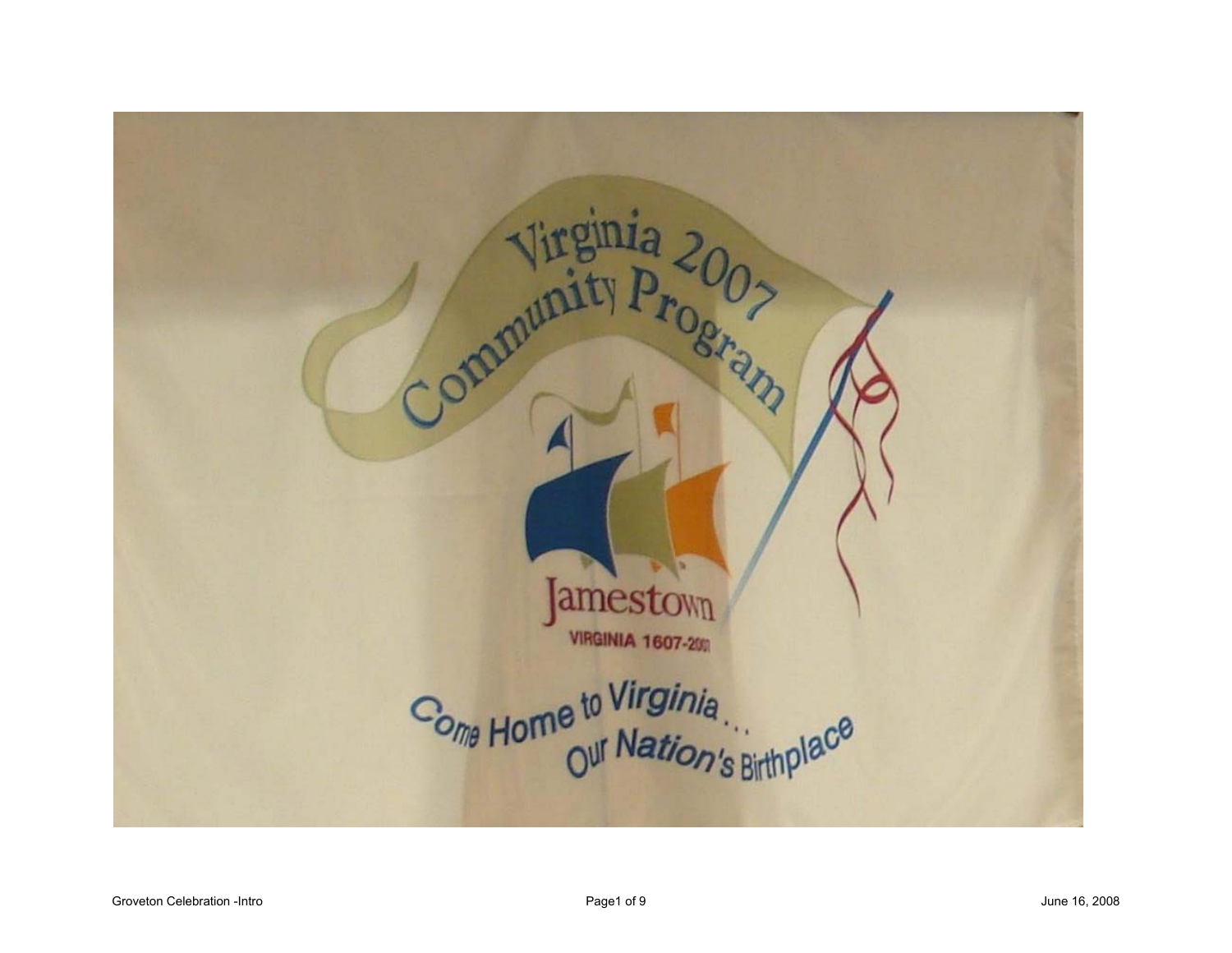Virginia 2007
Community Program

Jamestown
VIRGINIA 1607-2007

Come Home to Virginia...
Our Nation's Birthplace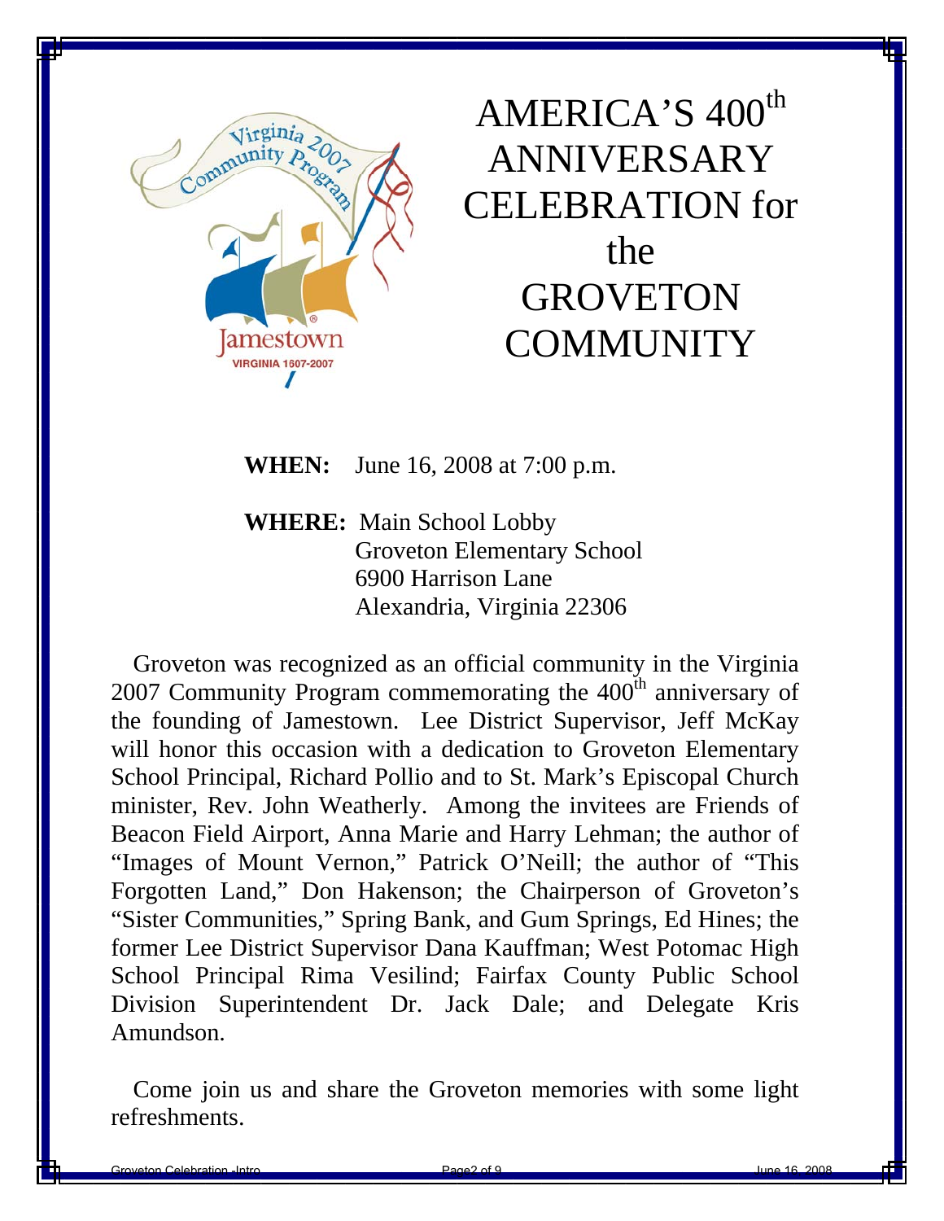# AMERICA'S 400$^{th}$ ANNIVERSARY CELEBRATION for the GROVETON COMMUNITY

**WHEN:** June 16, 2008 at 7:00 p.m.

**WHERE:** Main School Lobby
Groveton Elementary School
6900 Harrison Lane
Alexandria, Virginia 22306

Groveton was recognized as an official community in the Virginia 2007 Community Program commemorating the 400$^{th}$ anniversary of the founding of Jamestown. Lee District Supervisor, Jeff McKay will honor this occasion with a dedication to Groveton Elementary School Principal, Richard Pollio and to St. Mark's Episcopal Church minister, Rev. John Weatherly. Among the invitees are Friends of Beacon Field Airport, Anna Marie and Harry Lehman; the author of "Images of Mount Vernon," Patrick O'Neill; the author of "This Forgotten Land," Don Hakenson; the Chairperson of Groveton's "Sister Communities," Spring Bank, and Gum Springs, Ed Hines; the former Lee District Supervisor Dana Kauffman; West Potomac High School Principal Rima Vesilind; Fairfax County Public School Division Superintendent Dr. Jack Dale; and Delegate Kris Amundson.

Come join us and share the Groveton memories with some light refreshments.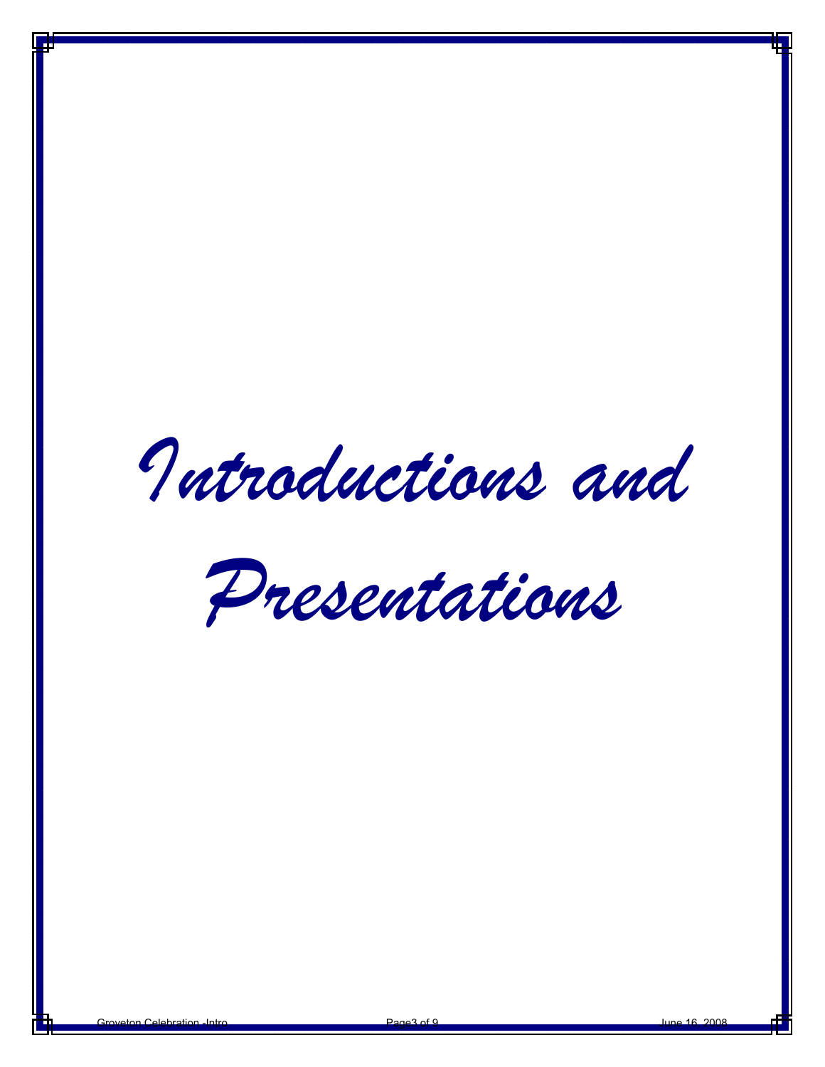# Introductions and Presentations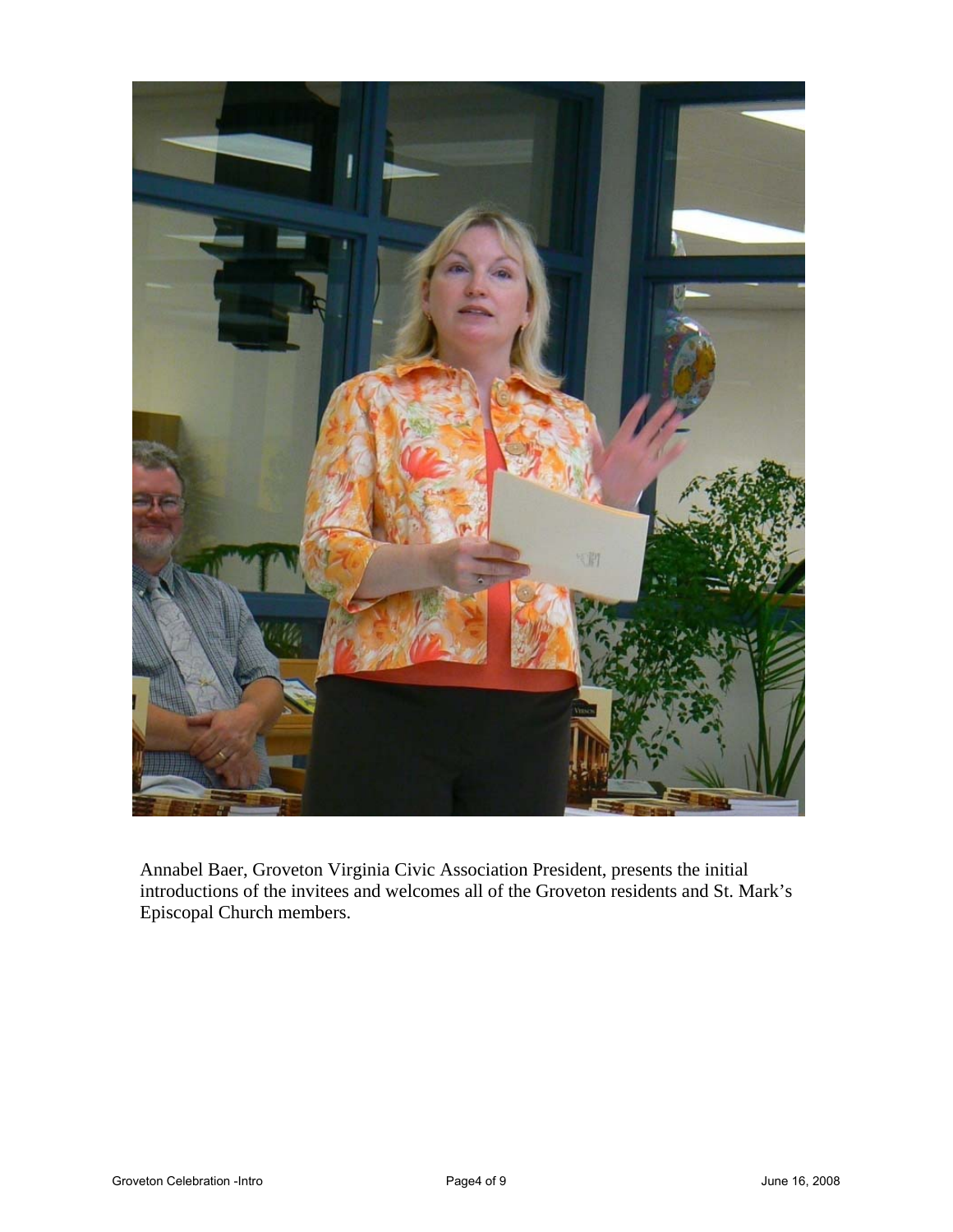Annabel Baer, Groveton Virginia Civic Association President, presents the initial introductions of the invitees and welcomes all of the Groveton residents and St. Mark's Episcopal Church members.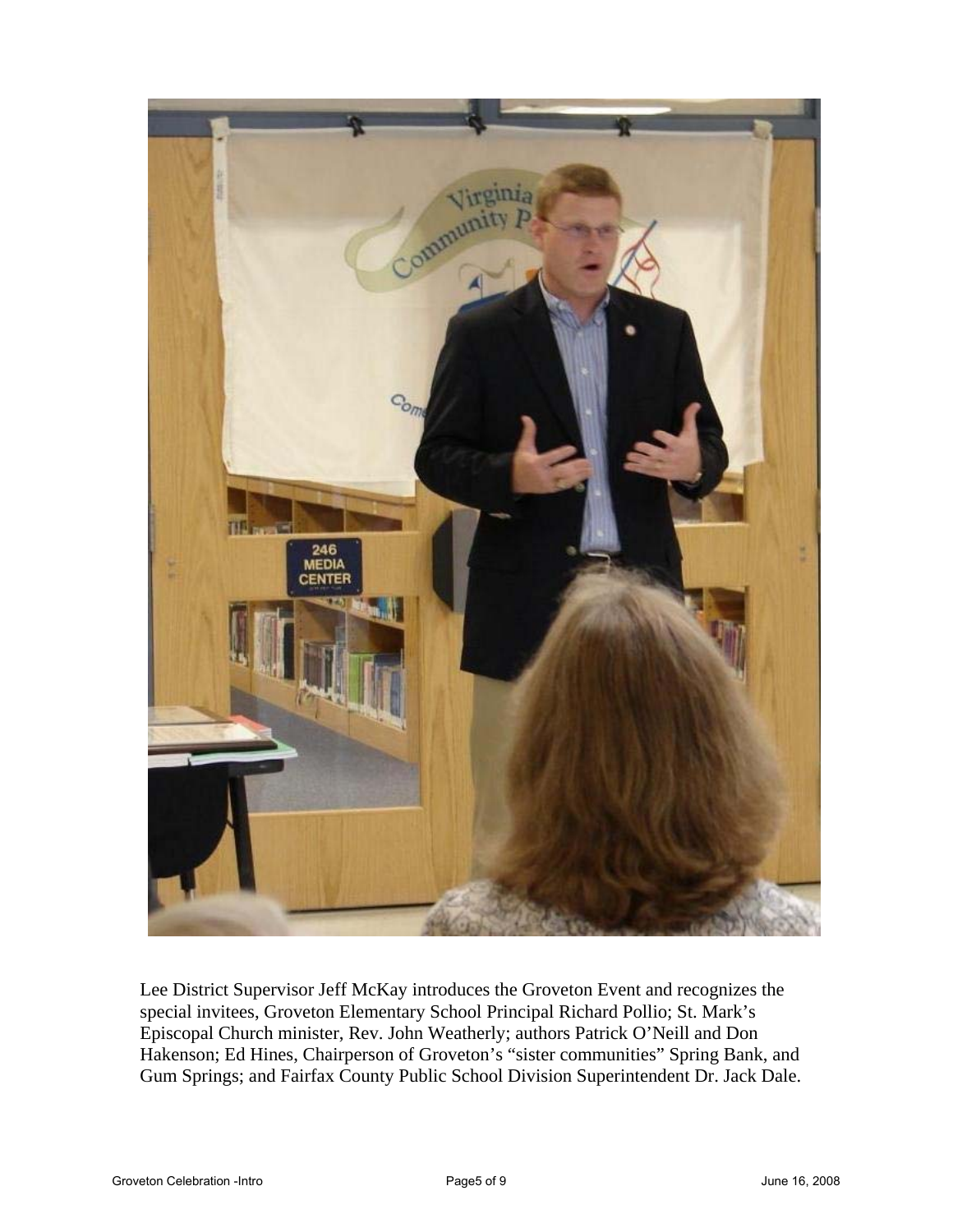Lee District Supervisor Jeff McKay introduces the Groveton Event and recognizes the special invitees, Groveton Elementary School Principal Richard Pollio; St. Mark's Episcopal Church minister, Rev. John Weatherly; authors Patrick O'Neill and Don Hakenson; Ed Hines, Chairperson of Groveton's "sister communities" Spring Bank, and Gum Springs; and Fairfax County Public School Division Superintendent Dr. Jack Dale.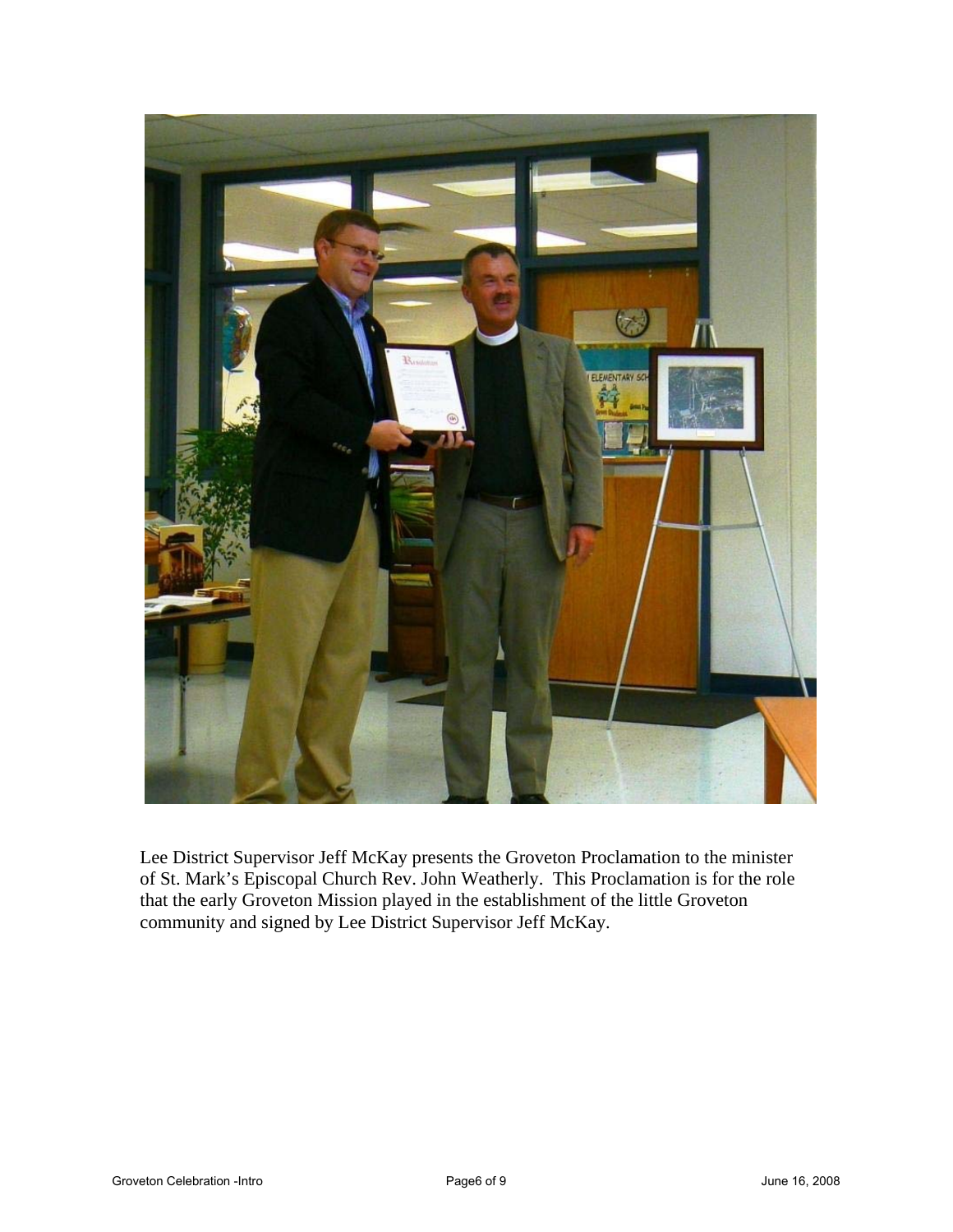Lee District Supervisor Jeff McKay presents the Groveton Proclamation to the minister of St. Mark's Episcopal Church Rev. John Weatherly. This Proclamation is for the role that the early Groveton Mission played in the establishment of the little Groveton community and signed by Lee District Supervisor Jeff McKay.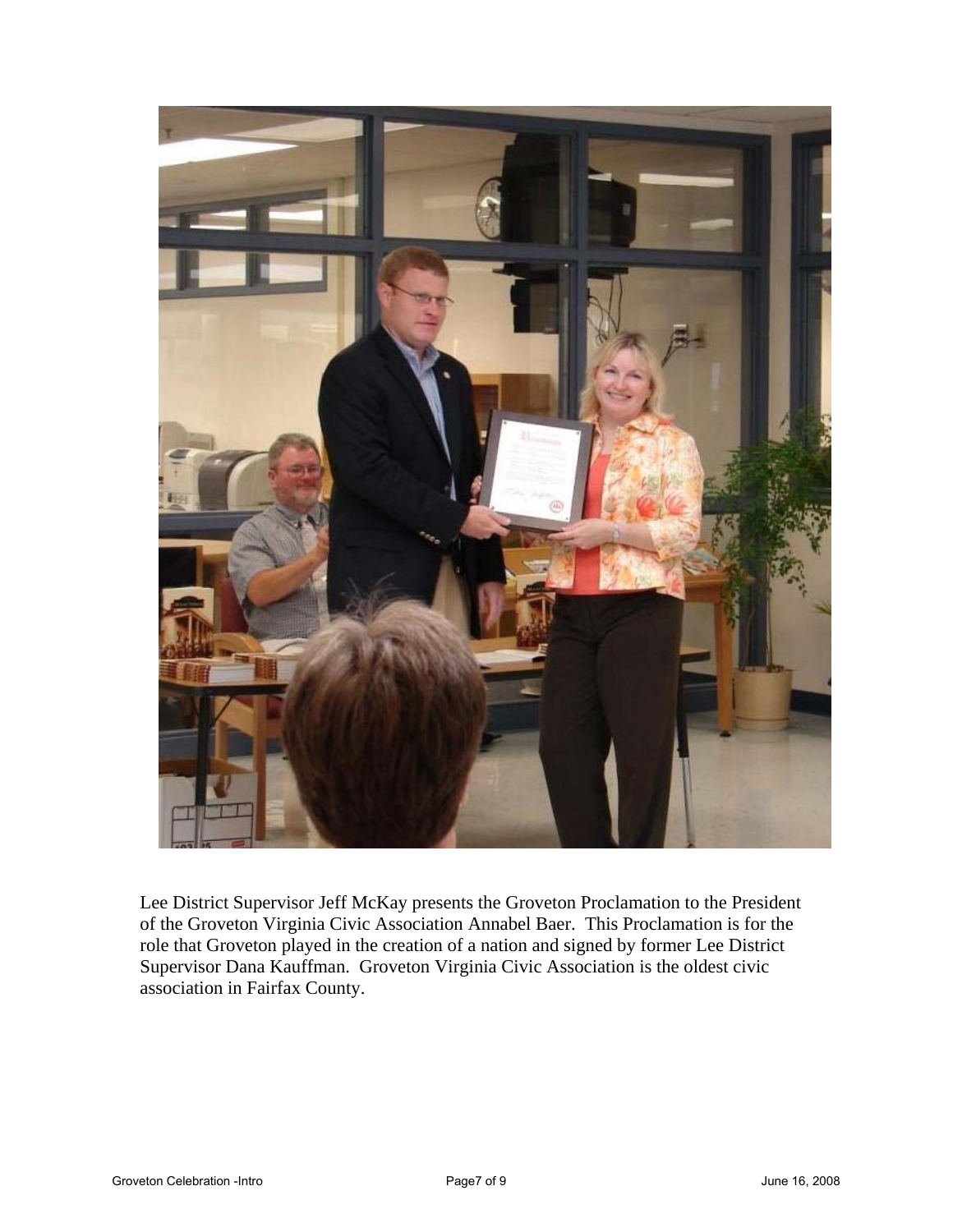Lee District Supervisor Jeff McKay presents the Groveton Proclamation to the President of the Groveton Virginia Civic Association Annabel Baer. This Proclamation is for the role that Groveton played in the creation of a nation and signed by former Lee District Supervisor Dana Kauffman. Groveton Virginia Civic Association is the oldest civic association in Fairfax County.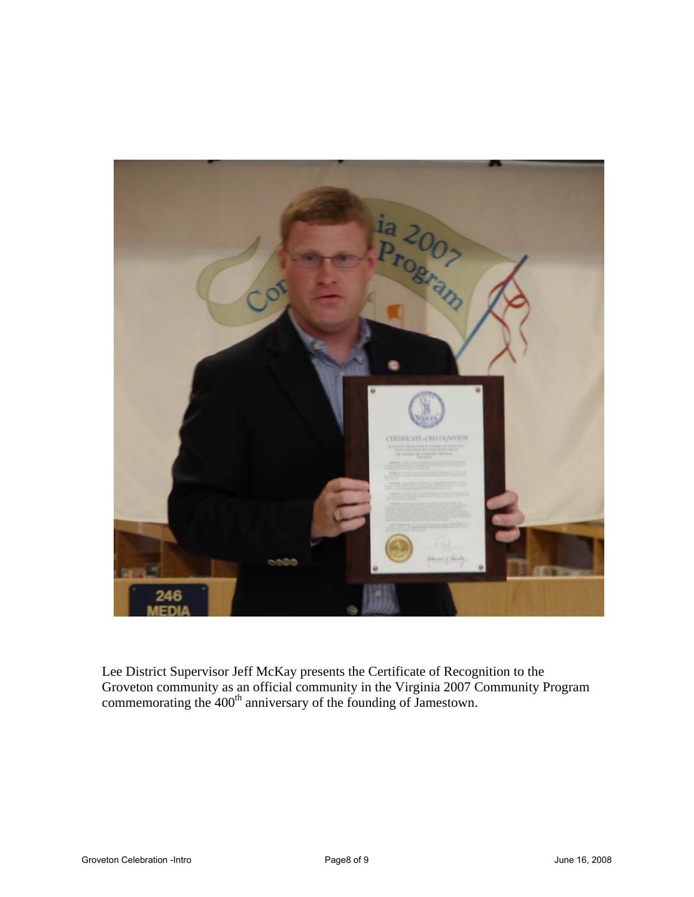Lee District Supervisor Jeff McKay presents the Certificate of Recognition to the Groveton community as an official community in the Virginia 2007 Community Program commemorating the 400th anniversary of the founding of Jamestown.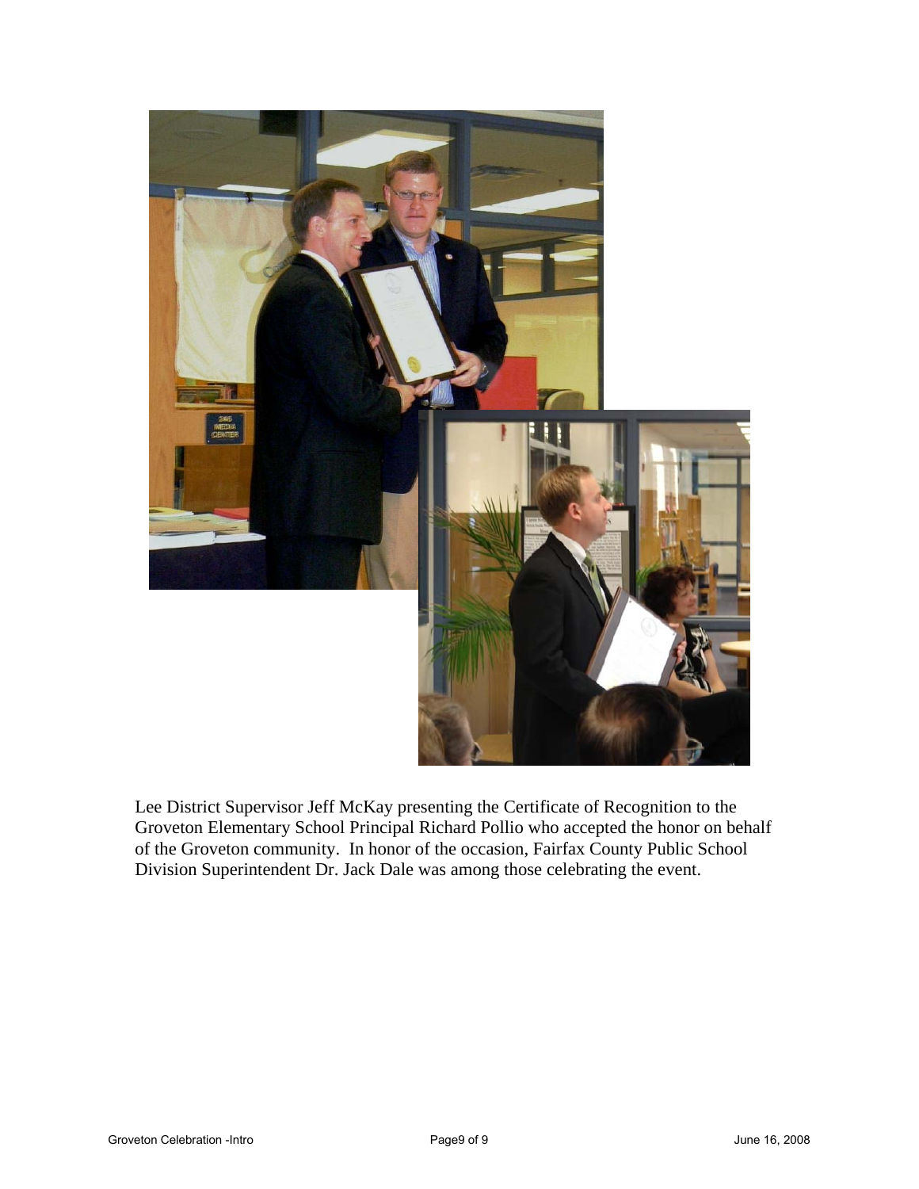Lee District Supervisor Jeff McKay presenting the Certificate of Recognition to the Groveton Elementary School Principal Richard Pollio who accepted the honor on behalf of the Groveton community. In honor of the occasion, Fairfax County Public School Division Superintendent Dr. Jack Dale was among those celebrating the event.